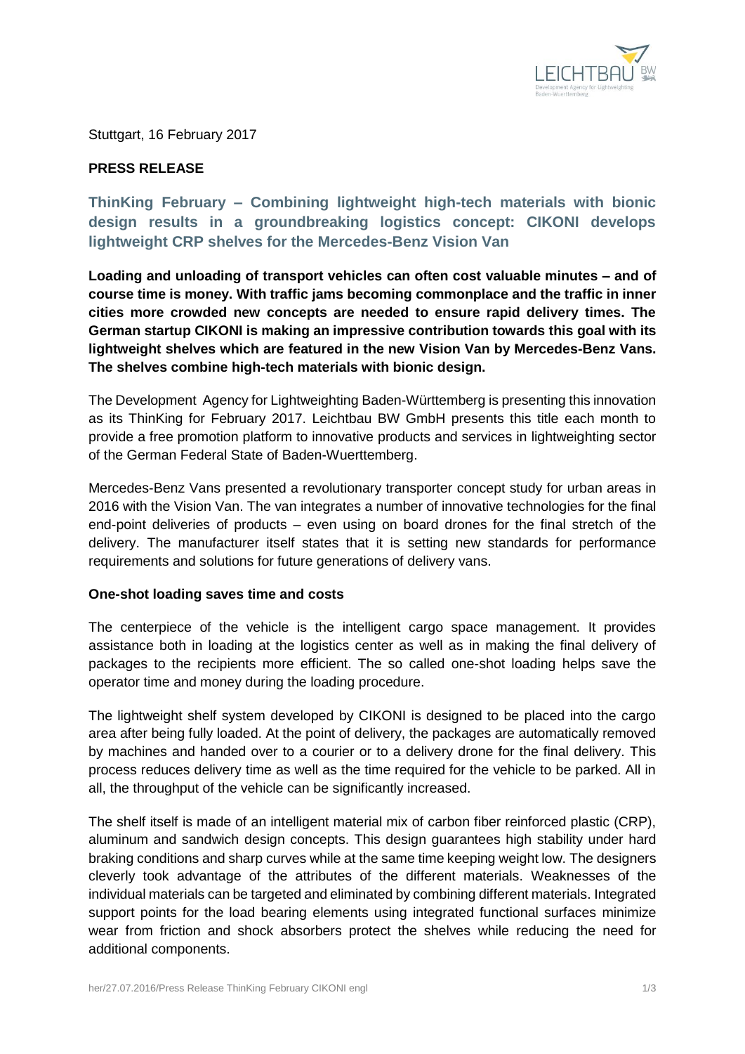Stuttgart, 16 February 2017

**PRESS RELEASE**

## ThinKing February – Combining lightweight high-tech materials with bionic design results in a groundbreaking logistics concept: CIKONI develops lightweight CRP shelves for the Mercedes-Benz Vision Van

**Loading and unloading of transport vehicles can often cost valuable minutes – and of course time is money. With traffic jams becoming commonplace and the traffic in inner cities more crowded new concepts are needed to ensure rapid delivery times. The German startup CIKONI is making an impressive contribution towards this goal with its lightweight shelves which are featured in the new Vision Van by Mercedes-Benz Vans. The shelves combine high-tech materials with bionic design.**

The Development Agency for Lightweighting Baden-Württemberg is presenting this innovation as its ThinKing for February 2017. Leichtbau BW GmbH presents this title each month to provide a free promotion platform to innovative products and services in lightweighting sector of the German Federal State of Baden-Wuerttemberg.

Mercedes-Benz Vans presented a revolutionary transporter concept study for urban areas in 2016 with the Vision Van. The van integrates a number of innovative technologies for the final end-point deliveries of products – even using on board drones for the final stretch of the delivery. The manufacturer itself states that it is setting new standards for performance requirements and solutions for future generations of delivery vans.

### One-shot loading saves time and costs

The centerpiece of the vehicle is the intelligent cargo space management. It provides assistance both in loading at the logistics center as well as in making the final delivery of packages to the recipients more efficient. The so called one-shot loading helps save the operator time and money during the loading procedure.

The lightweight shelf system developed by CIKONI is designed to be placed into the cargo area after being fully loaded. At the point of delivery, the packages are automatically removed by machines and handed over to a courier or to a delivery drone for the final delivery. This process reduces delivery time as well as the time required for the vehicle to be parked. All in all, the throughput of the vehicle can be significantly increased.

The shelf itself is made of an intelligent material mix of carbon fiber reinforced plastic (CRP), aluminum and sandwich design concepts. This design guarantees high stability under hard braking conditions and sharp curves while at the same time keeping weight low. The designers cleverly took advantage of the attributes of the different materials. Weaknesses of the individual materials can be targeted and eliminated by combining different materials. Integrated support points for the load bearing elements using integrated functional surfaces minimize wear from friction and shock absorbers protect the shelves while reducing the need for additional components.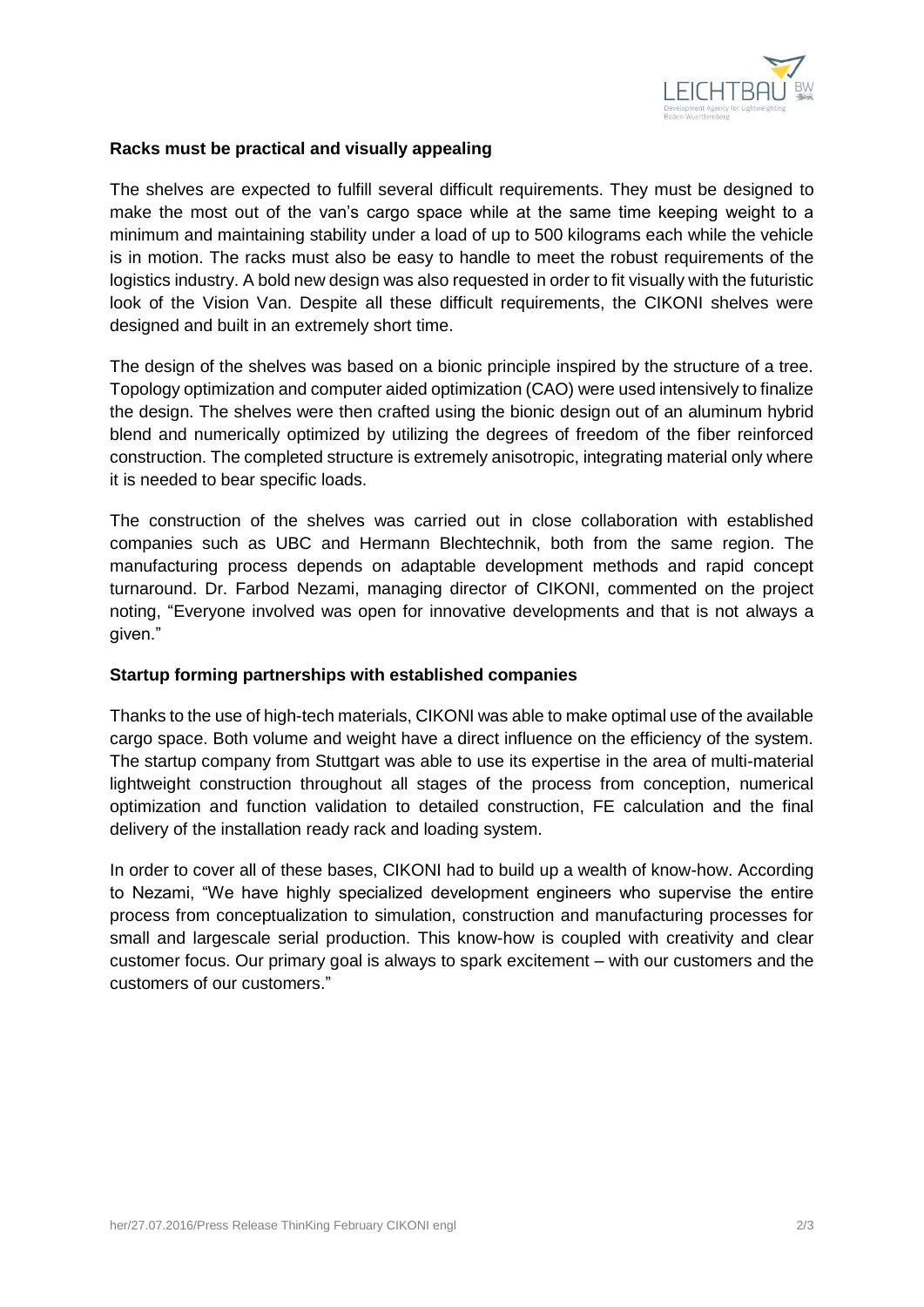## Racks must be practical and visually appealing

The shelves are expected to fulfill several difficult requirements. They must be designed to make the most out of the van's cargo space while at the same time keeping weight to a minimum and maintaining stability under a load of up to 500 kilograms each while the vehicle is in motion. The racks must also be easy to handle to meet the robust requirements of the logistics industry. A bold new design was also requested in order to fit visually with the futuristic look of the Vision Van. Despite all these difficult requirements, the CIKONI shelves were designed and built in an extremely short time.

The design of the shelves was based on a bionic principle inspired by the structure of a tree. Topology optimization and computer aided optimization (CAO) were used intensively to finalize the design. The shelves were then crafted using the bionic design out of an aluminum hybrid blend and numerically optimized by utilizing the degrees of freedom of the fiber reinforced construction. The completed structure is extremely anisotropic, integrating material only where it is needed to bear specific loads.

The construction of the shelves was carried out in close collaboration with established companies such as UBC and Hermann Blechtechnik, both from the same region. The manufacturing process depends on adaptable development methods and rapid concept turnaround. Dr. Farbod Nezami, managing director of CIKONI, commented on the project noting, "Everyone involved was open for innovative developments and that is not always a given."

## Startup forming partnerships with established companies

Thanks to the use of high-tech materials, CIKONI was able to make optimal use of the available cargo space. Both volume and weight have a direct influence on the efficiency of the system. The startup company from Stuttgart was able to use its expertise in the area of multi-material lightweight construction throughout all stages of the process from conception, numerical optimization and function validation to detailed construction, FE calculation and the final delivery of the installation ready rack and loading system.

In order to cover all of these bases, CIKONI had to build up a wealth of know-how. According to Nezami, "We have highly specialized development engineers who supervise the entire process from conceptualization to simulation, construction and manufacturing processes for small and largescale serial production. This know-how is coupled with creativity and clear customer focus. Our primary goal is always to spark excitement – with our customers and the customers of our customers."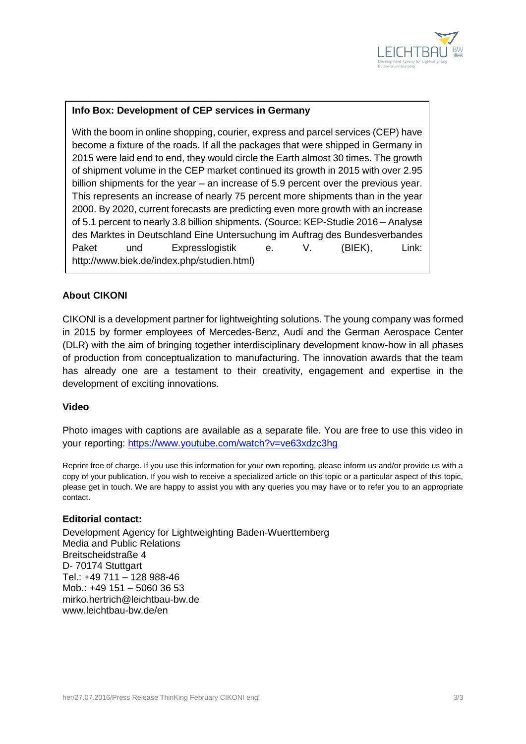**Info Box: Development of CEP services in Germany**

With the boom in online shopping, courier, express and parcel services (CEP) have become a fixture of the roads. If all the packages that were shipped in Germany in 2015 were laid end to end, they would circle the Earth almost 30 times. The growth of shipment volume in the CEP market continued its growth in 2015 with over 2.95 billion shipments for the year – an increase of 5.9 percent over the previous year. This represents an increase of nearly 75 percent more shipments than in the year 2000. By 2020, current forecasts are predicting even more growth with an increase of 5.1 percent to nearly 3.8 billion shipments. (Source: KEP-Studie 2016 – Analyse des Marktes in Deutschland Eine Untersuchung im Auftrag des Bundesverbandes Paket und Expresslogistik e. V. (BIEK), Link: http://www.biek.de/index.php/studien.html)

### About CIKONI

CIKONI is a development partner for lightweighting solutions. The young company was formed in 2015 by former employees of Mercedes-Benz, Audi and the German Aerospace Center (DLR) with the aim of bringing together interdisciplinary development know-how in all phases of production from conceptualization to manufacturing. The innovation awards that the team has already one are a testament to their creativity, engagement and expertise in the development of exciting innovations.

### Video

Photo images with captions are available as a separate file. You are free to use this video in your reporting: https://www.youtube.com/watch?v=ve63xdzc3hg

Reprint free of charge. If you use this information for your own reporting, please inform us and/or provide us with a copy of your publication. If you wish to receive a specialized article on this topic or a particular aspect of this topic, please get in touch. We are happy to assist you with any queries you may have or to refer you to an appropriate contact.

**Editorial contact:**

Development Agency for Lightweighting Baden-Wuerttemberg
Media and Public Relations
Breitscheidstraße 4
D- 70174 Stuttgart
Tel.: +49 711 – 128 988-46
Mob.: +49 151 – 5060 36 53
mirko.hertrich@leichtbau-bw.de
www.leichtbau-bw.de/en